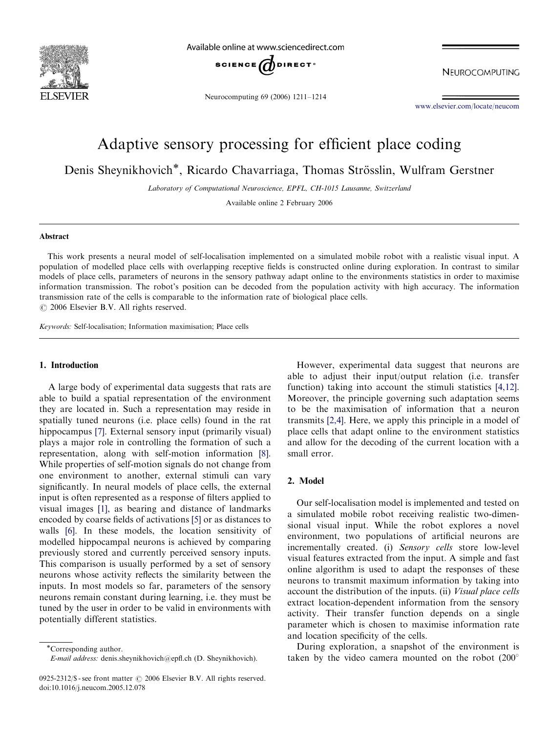# Adaptive sensory processing for efficient place coding

Denis Sheynikhovich*, Ricardo Chavarriaga, Thomas Strösslin, Wulfram Gerstner

*Laboratory of Computational Neuroscience, EPFL, CH-1015 Lausanne, Switzerland*

Available online 2 February 2006

## Abstract

This work presents a neural model of self-localisation implemented on a simulated mobile robot with a realistic visual input. A population of modelled place cells with overlapping receptive fields is constructed online during exploration. In contrast to similar models of place cells, parameters of neurons in the sensory pathway adapt online to the environments statistics in order to maximise information transmission. The robot's position can be decoded from the population activity with high accuracy. The information transmission rate of the cells is comparable to the information rate of biological place cells.

© 2006 Elsevier B.V. All rights reserved.

*Keywords:* Self-localisation; Information maximisation; Place cells

## 1. Introduction

A large body of experimental data suggests that rats are able to build a spatial representation of the environment they are located in. Such a representation may reside in spatially tuned neurons (i.e. place cells) found in the rat hippocampus [7]. External sensory input (primarily visual) plays a major role in controlling the formation of such a representation, along with self-motion information [8]. While properties of self-motion signals do not change from one environment to another, external stimuli can vary significantly. In neural models of place cells, the external input is often represented as a response of filters applied to visual images [1], as bearing and distance of landmarks encoded by coarse fields of activations [5] or as distances to walls [6]. In these models, the location sensitivity of modelled hippocampal neurons is achieved by comparing previously stored and currently perceived sensory inputs. This comparison is usually performed by a set of sensory neurons whose activity reflects the similarity between the inputs. In most models so far, parameters of the sensory neurons remain constant during learning, i.e. they must be tuned by the user in order to be valid in environments with potentially different statistics.

However, experimental data suggest that neurons are able to adjust their input/output relation (i.e. transfer function) taking into account the stimuli statistics [4,12]. Moreover, the principle governing such adaptation seems to be the maximisation of information that a neuron transmits [2,4]. Here, we apply this principle in a model of place cells that adapt online to the environment statistics and allow for the decoding of the current location with a small error.

## 2. Model

Our self-localisation model is implemented and tested on a simulated mobile robot receiving realistic two-dimensional visual input. While the robot explores a novel environment, two populations of artificial neurons are incrementally created. (i) *Sensory cells* store low-level visual features extracted from the input. A simple and fast online algorithm is used to adapt the responses of these neurons to transmit maximum information by taking into account the distribution of the inputs. (ii) *Visual place cells* extract location-dependent information from the sensory activity. Their transfer function depends on a single parameter which is chosen to maximise information rate and location specificity of the cells.

During exploration, a snapshot of the environment is taken by the video camera mounted on the robot (200°

---

*Corresponding author.
*E-mail address:* denis.sheynikhovich@epfl.ch (D. Sheynikhovich).

0925-2312/$ - see front matter © 2006 Elsevier B.V. All rights reserved.
doi:10.1016/j.neucom.2005.12.078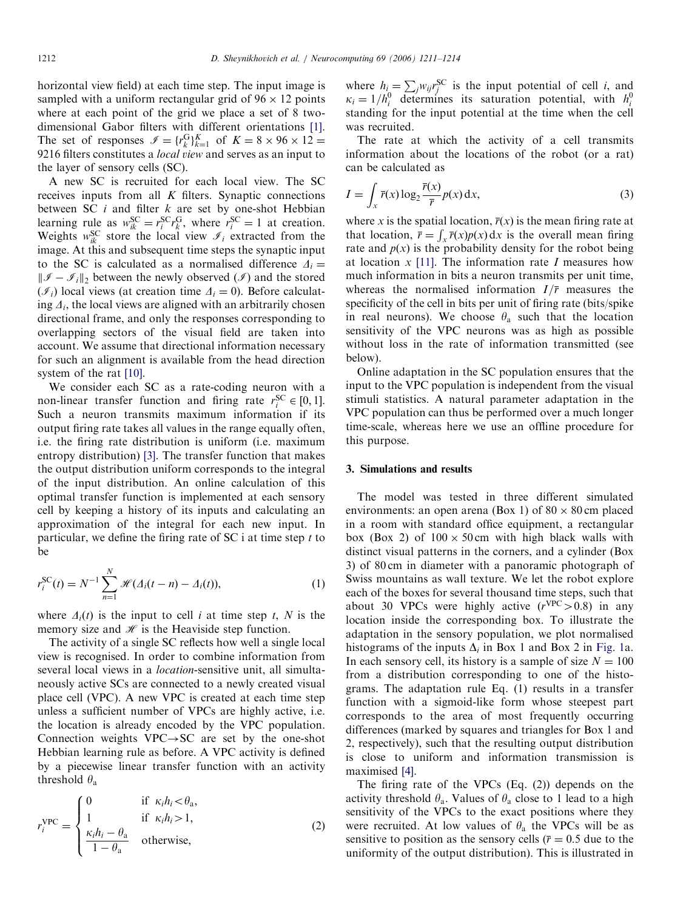horizontal view field) at each time step. The input image is sampled with a uniform rectangular grid of $96 \times 12$ points where at each point of the grid we place a set of 8 two-dimensional Gabor filters with different orientations [1]. The set of responses $\mathscr{I} = \{r_k^{\mathrm{G}}\}_{k=1}^{K}$ of $K = 8 \times 96 \times 12 = 9216$ filters constitutes a *local view* and serves as an input to the layer of sensory cells (SC).

A new SC is recruited for each local view. The SC receives inputs from all $K$ filters. Synaptic connections between SC $i$ and filter $k$ are set by one-shot Hebbian learning rule as $w_{ik}^{\mathrm{SC}} = r_i^{\mathrm{SC}} r_k^{\mathrm{G}}$, where $r_i^{\mathrm{SC}} = 1$ at creation. Weights $w_{ik}^{\mathrm{SC}}$ store the local view $\mathscr{I}_i$ extracted from the image. At this and subsequent time steps the synaptic input to the SC is calculated as a normalised difference $\Delta_i = \|\mathscr{I} - \mathscr{I}_i\|_2$ between the newly observed ($\mathscr{I}$) and the stored ($\mathscr{I}_i$) local views (at creation time $\Delta_i = 0$). Before calculating $\Delta_i$, the local views are aligned with an arbitrarily chosen directional frame, and only the responses corresponding to overlapping sectors of the visual field are taken into account. We assume that directional information necessary for such an alignment is available from the head direction system of the rat [10].

We consider each SC as a rate-coding neuron with a non-linear transfer function and firing rate $r_i^{\mathrm{SC}} \in [0, 1]$. Such a neuron transmits maximum information if its output firing rate takes all values in the range equally often, i.e. the firing rate distribution is uniform (i.e. maximum entropy distribution) [3]. The transfer function that makes the output distribution uniform corresponds to the integral of the input distribution. An online calculation of this optimal transfer function is implemented at each sensory cell by keeping a history of its inputs and calculating an approximation of the integral for each new input. In particular, we define the firing rate of SC i at time step $t$ to be

$$r_i^{\mathrm{SC}}(t) = N^{-1} \sum_{n=1}^{N} \mathscr{H}(\Delta_i(t-n) - \Delta_i(t)), \tag{1}$$

where $\Delta_i(t)$ is the input to cell $i$ at time step $t$, $N$ is the memory size and $\mathscr{H}$ is the Heaviside step function.

The activity of a single SC reflects how well a single local view is recognised. In order to combine information from several local views in a *location*-sensitive unit, all simultaneously active SCs are connected to a newly created visual place cell (VPC). A new VPC is created at each time step unless a sufficient number of VPCs are highly active, i.e. the location is already encoded by the VPC population. Connection weights VPC→SC are set by the one-shot Hebbian learning rule as before. A VPC activity is defined by a piecewise linear transfer function with an activity threshold $\theta_{\mathrm{a}}$

$$r_i^{\mathrm{VPC}} = \begin{cases} 0 & \text{if } \kappa_i h_i < \theta_{\mathrm{a}}, \\ 1 & \text{if } \kappa_i h_i > 1, \\ \dfrac{\kappa_i h_i - \theta_{\mathrm{a}}}{1 - \theta_{\mathrm{a}}} & \text{otherwise,} \end{cases} \tag{2}$$

where $h_i = \sum_j w_{ij} r_j^{\mathrm{SC}}$ is the input potential of cell $i$, and $\kappa_i = 1/h_i^0$ determines its saturation potential, with $h_i^0$ standing for the input potential at the time when the cell was recruited.

The rate at which the activity of a cell transmits information about the locations of the robot (or a rat) can be calculated as

$$I = \int_x \bar{r}(x) \log_2 \frac{\bar{r}(x)}{\bar{r}} p(x)\,\mathrm{d}x, \tag{3}$$

where $x$ is the spatial location, $\bar{r}(x)$ is the mean firing rate at that location, $\bar{r} = \int_x \bar{r}(x) p(x)\,\mathrm{d}x$ is the overall mean firing rate and $p(x)$ is the probability density for the robot being at location $x$ [11]. The information rate $I$ measures how much information in bits a neuron transmits per unit time, whereas the normalised information $I/\bar{r}$ measures the specificity of the cell in bits per unit of firing rate (bits/spike in real neurons). We choose $\theta_{\mathrm{a}}$ such that the location sensitivity of the VPC neurons was as high as possible without loss in the rate of information transmitted (see below).

Online adaptation in the SC population ensures that the input to the VPC population is independent from the visual stimuli statistics. A natural parameter adaptation in the VPC population can thus be performed over a much longer time-scale, whereas here we use an offline procedure for this purpose.

## 3. Simulations and results

The model was tested in three different simulated environments: an open arena (Box 1) of $80 \times 80$ cm placed in a room with standard office equipment, a rectangular box (Box 2) of $100 \times 50$ cm with high black walls with distinct visual patterns in the corners, and a cylinder (Box 3) of 80 cm in diameter with a panoramic photograph of Swiss mountains as wall texture. We let the robot explore each of the boxes for several thousand time steps, such that about 30 VPCs were highly active ($r^{\mathrm{VPC}} > 0.8$) in any location inside the corresponding box. To illustrate the adaptation in the sensory population, we plot normalised histograms of the inputs $\Delta_i$ in Box 1 and Box 2 in Fig. 1a. In each sensory cell, its history is a sample of size $N = 100$ from a distribution corresponding to one of the histograms. The adaptation rule Eq. (1) results in a transfer function with a sigmoid-like form whose steepest part corresponds to the area of most frequently occurring differences (marked by squares and triangles for Box 1 and 2, respectively), such that the resulting output distribution is close to uniform and information transmission is maximised [4].

The firing rate of the VPCs (Eq. (2)) depends on the activity threshold $\theta_{\mathrm{a}}$. Values of $\theta_{\mathrm{a}}$ close to 1 lead to a high sensitivity of the VPCs to the exact positions where they were recruited. At low values of $\theta_{\mathrm{a}}$ the VPCs will be as sensitive to position as the sensory cells ($\bar{r} = 0.5$ due to the uniformity of the output distribution). This is illustrated in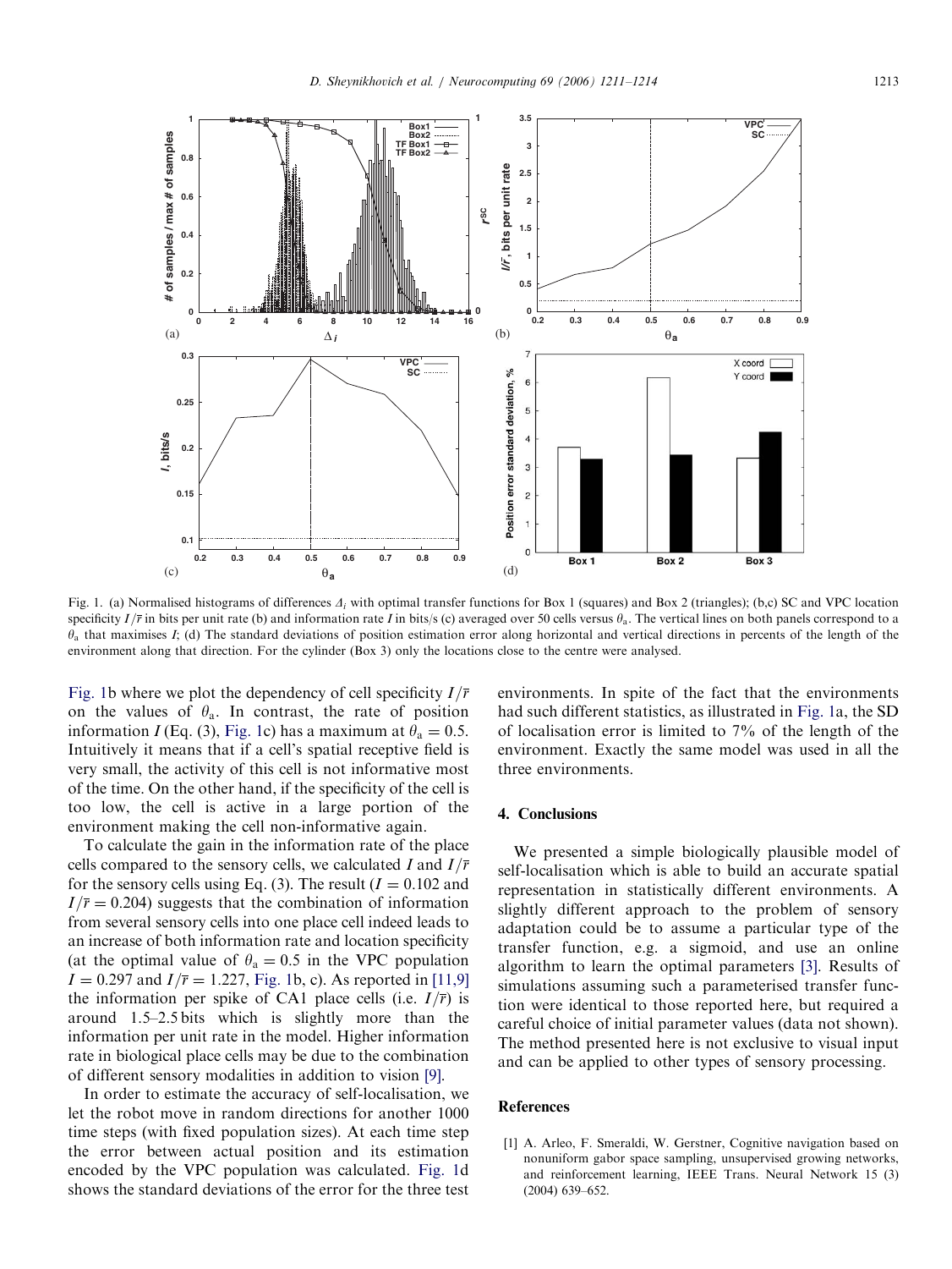Fig. 1. (a) Normalised histograms of differences $\Delta_i$ with optimal transfer functions for Box 1 (squares) and Box 2 (triangles); (b,c) SC and VPC location specificity $I/\bar{r}$ in bits per unit rate (b) and information rate $I$ in bits/s (c) averaged over 50 cells versus $\theta_a$. The vertical lines on both panels correspond to a $\theta_a$ that maximises $I$; (d) The standard deviations of position estimation error along horizontal and vertical directions in percents of the length of the environment along that direction. For the cylinder (Box 3) only the locations close to the centre were analysed.

Fig. 1b where we plot the dependency of cell specificity $I/\bar{r}$ on the values of $\theta_a$. In contrast, the rate of position information $I$ (Eq. (3), Fig. 1c) has a maximum at $\theta_a = 0.5$. Intuitively it means that if a cell's spatial receptive field is very small, the activity of this cell is not informative most of the time. On the other hand, if the specificity of the cell is too low, the cell is active in a large portion of the environment making the cell non-informative again.

To calculate the gain in the information rate of the place cells compared to the sensory cells, we calculated $I$ and $I/\bar{r}$ for the sensory cells using Eq. (3). The result ($I = 0.102$ and $I/\bar{r} = 0.204$) suggests that the combination of information from several sensory cells into one place cell indeed leads to an increase of both information rate and location specificity (at the optimal value of $\theta_a = 0.5$ in the VPC population $I = 0.297$ and $I/\bar{r} = 1.227$, Fig. 1b, c). As reported in [11,9] the information per spike of CA1 place cells (i.e. $I/\bar{r}$) is around 1.5–2.5 bits which is slightly more than the information per unit rate in the model. Higher information rate in biological place cells may be due to the combination of different sensory modalities in addition to vision [9].

In order to estimate the accuracy of self-localisation, we let the robot move in random directions for another 1000 time steps (with fixed population sizes). At each time step the error between actual position and its estimation encoded by the VPC population was calculated. Fig. 1d shows the standard deviations of the error for the three test environments. In spite of the fact that the environments had such different statistics, as illustrated in Fig. 1a, the SD of localisation error is limited to 7% of the length of the environment. Exactly the same model was used in all the three environments.

## 4. Conclusions

We presented a simple biologically plausible model of self-localisation which is able to build an accurate spatial representation in statistically different environments. A slightly different approach to the problem of sensory adaptation could be to assume a particular type of the transfer function, e.g. a sigmoid, and use an online algorithm to learn the optimal parameters [3]. Results of simulations assuming such a parameterised transfer function were identical to those reported here, but required a careful choice of initial parameter values (data not shown). The method presented here is not exclusive to visual input and can be applied to other types of sensory processing.

## References

[1] A. Arleo, F. Smeraldi, W. Gerstner, Cognitive navigation based on nonuniform gabor space sampling, unsupervised growing networks, and reinforcement learning, IEEE Trans. Neural Network 15 (3) (2004) 639–652.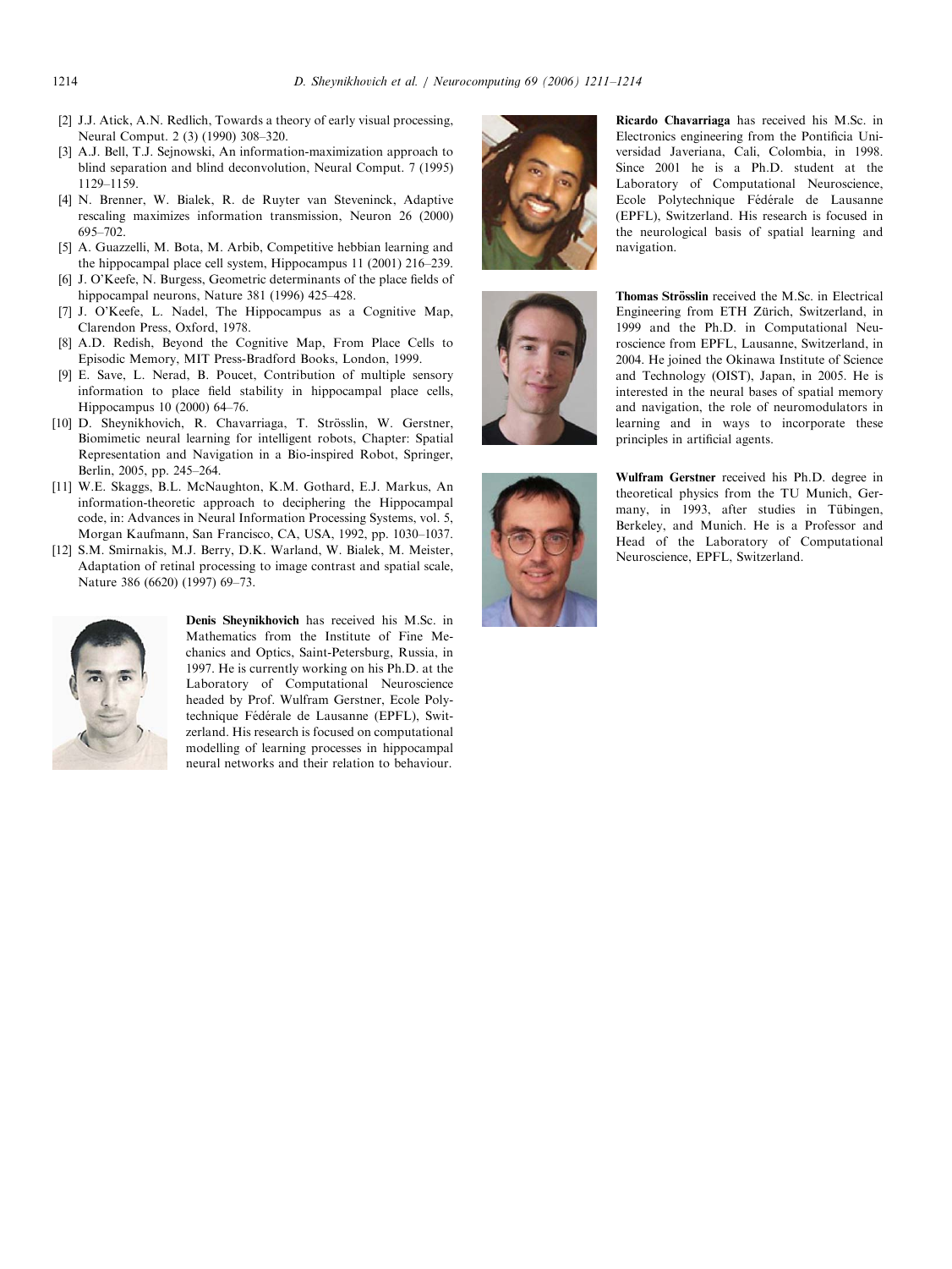[2] J.J. Atick, A.N. Redlich, Towards a theory of early visual processing, Neural Comput. 2 (3) (1990) 308–320.

[3] A.J. Bell, T.J. Sejnowski, An information-maximization approach to blind separation and blind deconvolution, Neural Comput. 7 (1995) 1129–1159.

[4] N. Brenner, W. Bialek, R. de Ruyter van Steveninck, Adaptive rescaling maximizes information transmission, Neuron 26 (2000) 695–702.

[5] A. Guazzelli, M. Bota, M. Arbib, Competitive hebbian learning and the hippocampal place cell system, Hippocampus 11 (2001) 216–239.

[6] J. O'Keefe, N. Burgess, Geometric determinants of the place fields of hippocampal neurons, Nature 381 (1996) 425–428.

[7] J. O'Keefe, L. Nadel, The Hippocampus as a Cognitive Map, Clarendon Press, Oxford, 1978.

[8] A.D. Redish, Beyond the Cognitive Map, From Place Cells to Episodic Memory, MIT Press-Bradford Books, London, 1999.

[9] E. Save, L. Nerad, B. Poucet, Contribution of multiple sensory information to place field stability in hippocampal place cells, Hippocampus 10 (2000) 64–76.

[10] D. Sheynikhovich, R. Chavarriaga, T. Strösslin, W. Gerstner, Biomimetic neural learning for intelligent robots, Chapter: Spatial Representation and Navigation in a Bio-inspired Robot, Springer, Berlin, 2005, pp. 245–264.

[11] W.E. Skaggs, B.L. McNaughton, K.M. Gothard, E.J. Markus, An information-theoretic approach to deciphering the Hippocampal code, in: Advances in Neural Information Processing Systems, vol. 5, Morgan Kaufmann, San Francisco, CA, USA, 1992, pp. 1030–1037.

[12] S.M. Smirnakis, M.J. Berry, D.K. Warland, W. Bialek, M. Meister, Adaptation of retinal processing to image contrast and spatial scale, Nature 386 (6620) (1997) 69–73.

**Denis Sheynikhovich** has received his M.Sc. in Mathematics from the Institute of Fine Mechanics and Optics, Saint-Petersburg, Russia, in 1997. He is currently working on his Ph.D. at the Laboratory of Computational Neuroscience headed by Prof. Wulfram Gerstner, Ecole Polytechnique Fédérale de Lausanne (EPFL), Switzerland. His research is focused on computational modelling of learning processes in hippocampal neural networks and their relation to behaviour.

**Ricardo Chavarriaga** has received his M.Sc. in Electronics engineering from the Pontificia Universidad Javeriana, Cali, Colombia, in 1998. Since 2001 he is a Ph.D. student at the Laboratory of Computational Neuroscience, Ecole Polytechnique Fédérale de Lausanne (EPFL), Switzerland. His research is focused in the neurological basis of spatial learning and navigation.

**Thomas Strösslin** received the M.Sc. in Electrical Engineering from ETH Zürich, Switzerland, in 1999 and the Ph.D. in Computational Neuroscience from EPFL, Lausanne, Switzerland, in 2004. He joined the Okinawa Institute of Science and Technology (OIST), Japan, in 2005. He is interested in the neural bases of spatial memory and navigation, the role of neuromodulators in learning and in ways to incorporate these principles in artificial agents.

**Wulfram Gerstner** received his Ph.D. degree in theoretical physics from the TU Munich, Germany, in 1993, after studies in Tübingen, Berkeley, and Munich. He is a Professor and Head of the Laboratory of Computational Neuroscience, EPFL, Switzerland.